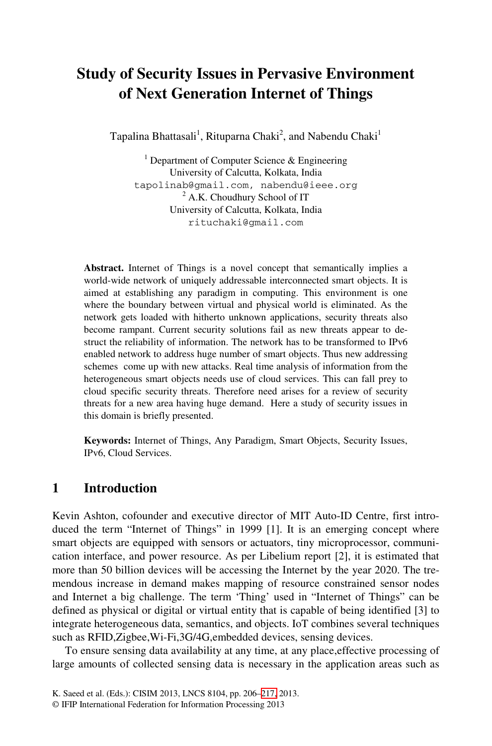# Study of Security Issues in Pervasive Environment of Next Generation Internet of Things

Tapalina Bhattasali[1], Rituparna Chaki[2], and Nabendu Chaki[1]

[1] Department of Computer Science & Engineering
University of Calcutta, Kolkata, India
tapolinab@gmail.com, nabendu@ieee.org

[2] A.K. Choudhury School of IT
University of Calcutta, Kolkata, India
rituchaki@gmail.com

**Abstract.** Internet of Things is a novel concept that semantically implies a world-wide network of uniquely addressable interconnected smart objects. It is aimed at establishing any paradigm in computing. This environment is one where the boundary between virtual and physical world is eliminated. As the network gets loaded with hitherto unknown applications, security threats also become rampant. Current security solutions fail as new threats appear to destruct the reliability of information. The network has to be transformed to IPv6 enabled network to address huge number of smart objects. Thus new addressing schemes come up with new attacks. Real time analysis of information from the heterogeneous smart objects needs use of cloud services. This can fall prey to cloud specific security threats. Therefore need arises for a review of security threats for a new area having huge demand. Here a study of security issues in this domain is briefly presented.

**Keywords:** Internet of Things, Any Paradigm, Smart Objects, Security Issues, IPv6, Cloud Services.

## 1 Introduction

Kevin Ashton, cofounder and executive director of MIT Auto-ID Centre, first introduced the term "Internet of Things" in 1999 [1]. It is an emerging concept where smart objects are equipped with sensors or actuators, tiny microprocessor, communication interface, and power resource. As per Libelium report [2], it is estimated that more than 50 billion devices will be accessing the Internet by the year 2020. The tremendous increase in demand makes mapping of resource constrained sensor nodes and Internet a big challenge. The term 'Thing' used in "Internet of Things" can be defined as physical or digital or virtual entity that is capable of being identified [3] to integrate heterogeneous data, semantics, and objects. IoT combines several techniques such as RFID,Zigbee,Wi-Fi,3G/4G,embedded devices, sensing devices.

To ensure sensing data availability at any time, at any place,effective processing of large amounts of collected sensing data is necessary in the application areas such as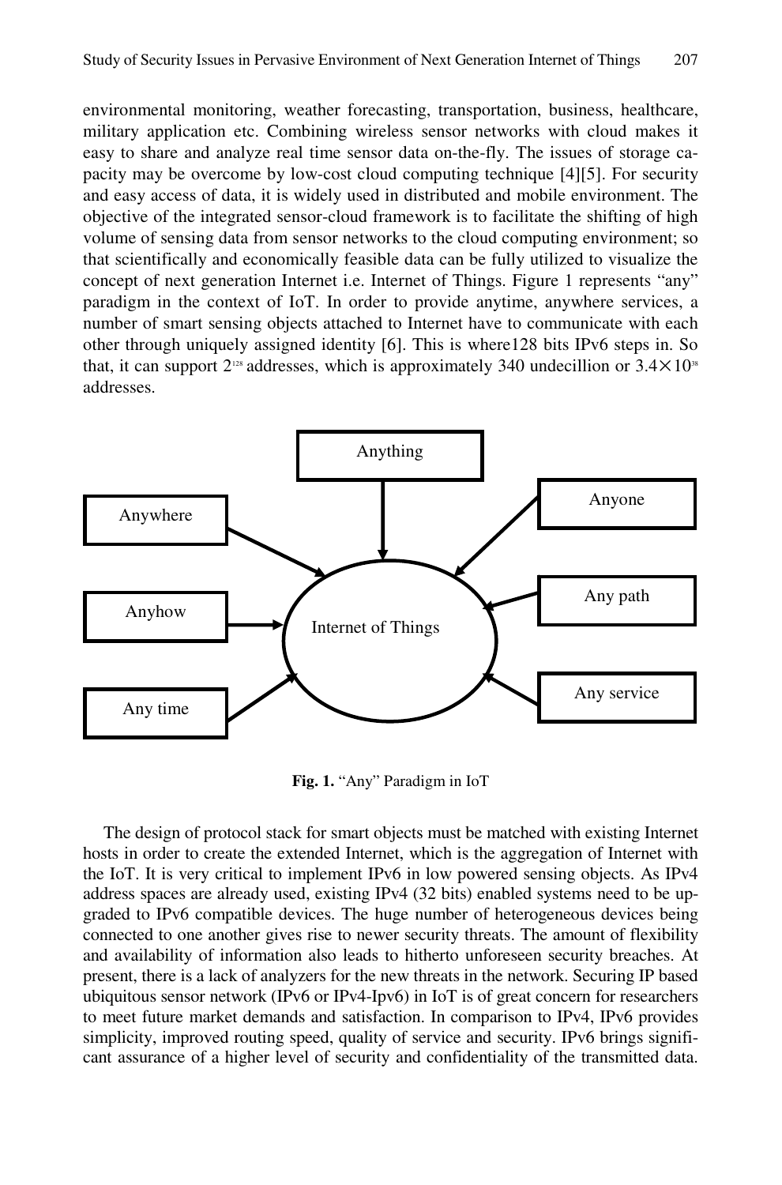environmental monitoring, weather forecasting, transportation, business, healthcare, military application etc. Combining wireless sensor networks with cloud makes it easy to share and analyze real time sensor data on-the-fly. The issues of storage capacity may be overcome by low-cost cloud computing technique [4][5]. For security and easy access of data, it is widely used in distributed and mobile environment. The objective of the integrated sensor-cloud framework is to facilitate the shifting of high volume of sensing data from sensor networks to the cloud computing environment; so that scientifically and economically feasible data can be fully utilized to visualize the concept of next generation Internet i.e. Internet of Things. Figure 1 represents "any" paradigm in the context of IoT. In order to provide anytime, anywhere services, a number of smart sensing objects attached to Internet have to communicate with each other through uniquely assigned identity [6]. This is where128 bits IPv6 steps in. So that, it can support $2^{128}$ addresses, which is approximately 340 undecillion or $3.4\times10^{38}$ addresses.

**Fig. 1.** "Any" Paradigm in IoT

The design of protocol stack for smart objects must be matched with existing Internet hosts in order to create the extended Internet, which is the aggregation of Internet with the IoT. It is very critical to implement IPv6 in low powered sensing objects. As IPv4 address spaces are already used, existing IPv4 (32 bits) enabled systems need to be upgraded to IPv6 compatible devices. The huge number of heterogeneous devices being connected to one another gives rise to newer security threats. The amount of flexibility and availability of information also leads to hitherto unforeseen security breaches. At present, there is a lack of analyzers for the new threats in the network. Securing IP based ubiquitous sensor network (IPv6 or IPv4-Ipv6) in IoT is of great concern for researchers to meet future market demands and satisfaction. In comparison to IPv4, IPv6 provides simplicity, improved routing speed, quality of service and security. IPv6 brings significant assurance of a higher level of security and confidentiality of the transmitted data.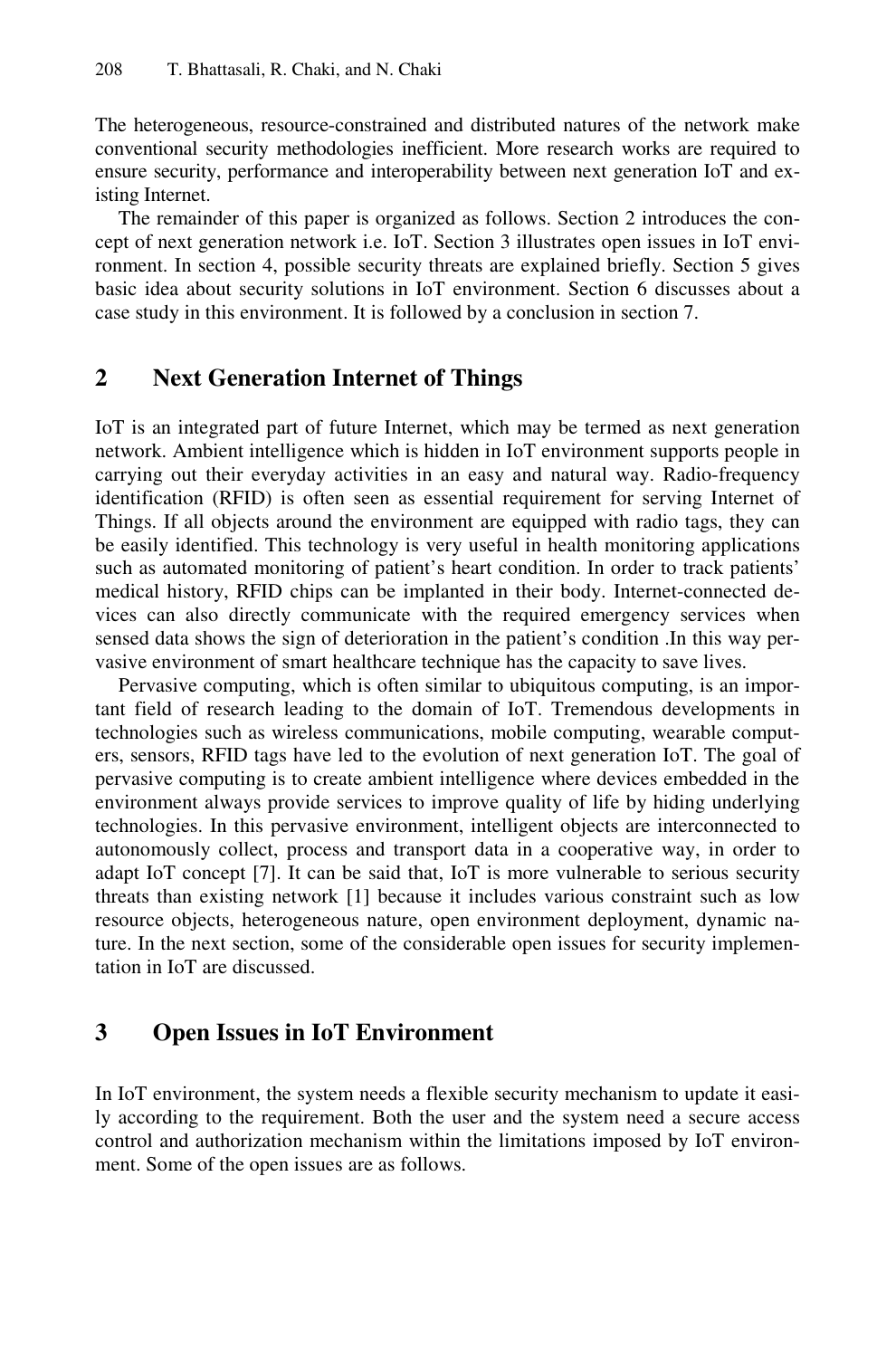The heterogeneous, resource-constrained and distributed natures of the network make conventional security methodologies inefficient. More research works are required to ensure security, performance and interoperability between next generation IoT and existing Internet.

The remainder of this paper is organized as follows. Section 2 introduces the concept of next generation network i.e. IoT. Section 3 illustrates open issues in IoT environment. In section 4, possible security threats are explained briefly. Section 5 gives basic idea about security solutions in IoT environment. Section 6 discusses about a case study in this environment. It is followed by a conclusion in section 7.

## 2 Next Generation Internet of Things

IoT is an integrated part of future Internet, which may be termed as next generation network. Ambient intelligence which is hidden in IoT environment supports people in carrying out their everyday activities in an easy and natural way. Radio-frequency identification (RFID) is often seen as essential requirement for serving Internet of Things. If all objects around the environment are equipped with radio tags, they can be easily identified. This technology is very useful in health monitoring applications such as automated monitoring of patient's heart condition. In order to track patients' medical history, RFID chips can be implanted in their body. Internet-connected devices can also directly communicate with the required emergency services when sensed data shows the sign of deterioration in the patient's condition .In this way pervasive environment of smart healthcare technique has the capacity to save lives.

Pervasive computing, which is often similar to ubiquitous computing, is an important field of research leading to the domain of IoT. Tremendous developments in technologies such as wireless communications, mobile computing, wearable computers, sensors, RFID tags have led to the evolution of next generation IoT. The goal of pervasive computing is to create ambient intelligence where devices embedded in the environment always provide services to improve quality of life by hiding underlying technologies. In this pervasive environment, intelligent objects are interconnected to autonomously collect, process and transport data in a cooperative way, in order to adapt IoT concept [7]. It can be said that, IoT is more vulnerable to serious security threats than existing network [1] because it includes various constraint such as low resource objects, heterogeneous nature, open environment deployment, dynamic nature. In the next section, some of the considerable open issues for security implementation in IoT are discussed.

## 3 Open Issues in IoT Environment

In IoT environment, the system needs a flexible security mechanism to update it easily according to the requirement. Both the user and the system need a secure access control and authorization mechanism within the limitations imposed by IoT environment. Some of the open issues are as follows.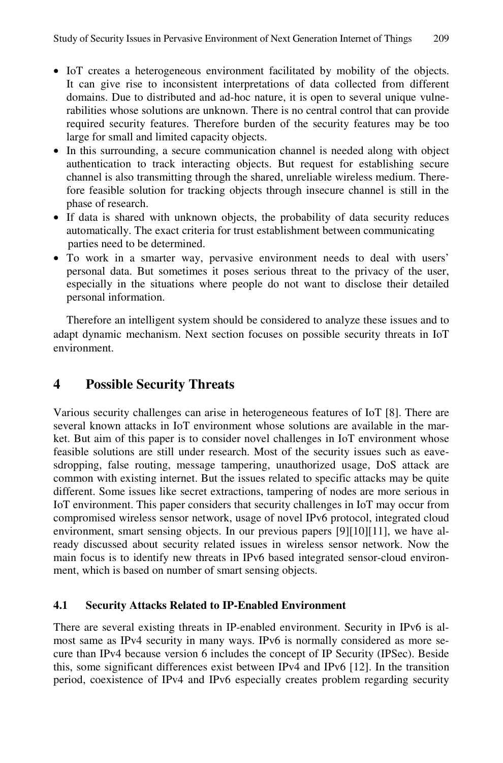- IoT creates a heterogeneous environment facilitated by mobility of the objects. It can give rise to inconsistent interpretations of data collected from different domains. Due to distributed and ad-hoc nature, it is open to several unique vulnerabilities whose solutions are unknown. There is no central control that can provide required security features. Therefore burden of the security features may be too large for small and limited capacity objects.
- In this surrounding, a secure communication channel is needed along with object authentication to track interacting objects. But request for establishing secure channel is also transmitting through the shared, unreliable wireless medium. Therefore feasible solution for tracking objects through insecure channel is still in the phase of research.
- If data is shared with unknown objects, the probability of data security reduces automatically. The exact criteria for trust establishment between communicating parties need to be determined.
- To work in a smarter way, pervasive environment needs to deal with users' personal data. But sometimes it poses serious threat to the privacy of the user, especially in the situations where people do not want to disclose their detailed personal information.

Therefore an intelligent system should be considered to analyze these issues and to adapt dynamic mechanism. Next section focuses on possible security threats in IoT environment.

## 4 Possible Security Threats

Various security challenges can arise in heterogeneous features of IoT [8]. There are several known attacks in IoT environment whose solutions are available in the market. But aim of this paper is to consider novel challenges in IoT environment whose feasible solutions are still under research. Most of the security issues such as eavesdropping, false routing, message tampering, unauthorized usage, DoS attack are common with existing internet. But the issues related to specific attacks may be quite different. Some issues like secret extractions, tampering of nodes are more serious in IoT environment. This paper considers that security challenges in IoT may occur from compromised wireless sensor network, usage of novel IPv6 protocol, integrated cloud environment, smart sensing objects. In our previous papers [9][10][11], we have already discussed about security related issues in wireless sensor network. Now the main focus is to identify new threats in IPv6 based integrated sensor-cloud environment, which is based on number of smart sensing objects.

### 4.1 Security Attacks Related to IP-Enabled Environment

There are several existing threats in IP-enabled environment. Security in IPv6 is almost same as IPv4 security in many ways. IPv6 is normally considered as more secure than IPv4 because version 6 includes the concept of IP Security (IPSec). Beside this, some significant differences exist between IPv4 and IPv6 [12]. In the transition period, coexistence of IPv4 and IPv6 especially creates problem regarding security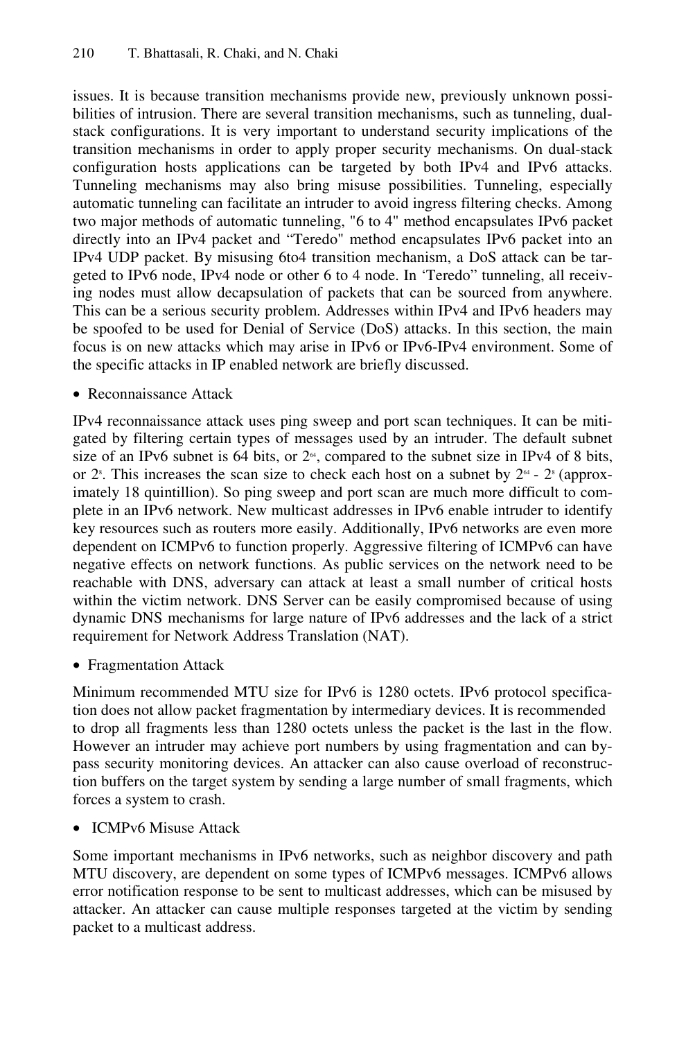issues. It is because transition mechanisms provide new, previously unknown possibilities of intrusion. There are several transition mechanisms, such as tunneling, dual-stack configurations. It is very important to understand security implications of the transition mechanisms in order to apply proper security mechanisms. On dual-stack configuration hosts applications can be targeted by both IPv4 and IPv6 attacks. Tunneling mechanisms may also bring misuse possibilities. Tunneling, especially automatic tunneling can facilitate an intruder to avoid ingress filtering checks. Among two major methods of automatic tunneling, "6 to 4" method encapsulates IPv6 packet directly into an IPv4 packet and "Teredo" method encapsulates IPv6 packet into an IPv4 UDP packet. By misusing 6to4 transition mechanism, a DoS attack can be targeted to IPv6 node, IPv4 node or other 6 to 4 node. In 'Teredo" tunneling, all receiving nodes must allow decapsulation of packets that can be sourced from anywhere. This can be a serious security problem. Addresses within IPv4 and IPv6 headers may be spoofed to be used for Denial of Service (DoS) attacks. In this section, the main focus is on new attacks which may arise in IPv6 or IPv6-IPv4 environment. Some of the specific attacks in IP enabled network are briefly discussed.

- Reconnaissance Attack

IPv4 reconnaissance attack uses ping sweep and port scan techniques. It can be mitigated by filtering certain types of messages used by an intruder. The default subnet size of an IPv6 subnet is 64 bits, or $2^{64}$, compared to the subnet size in IPv4 of 8 bits, or $2^{8}$. This increases the scan size to check each host on a subnet by $2^{64}$ - $2^{8}$ (approximately 18 quintillion). So ping sweep and port scan are much more difficult to complete in an IPv6 network. New multicast addresses in IPv6 enable intruder to identify key resources such as routers more easily. Additionally, IPv6 networks are even more dependent on ICMPv6 to function properly. Aggressive filtering of ICMPv6 can have negative effects on network functions. As public services on the network need to be reachable with DNS, adversary can attack at least a small number of critical hosts within the victim network. DNS Server can be easily compromised because of using dynamic DNS mechanisms for large nature of IPv6 addresses and the lack of a strict requirement for Network Address Translation (NAT).

- Fragmentation Attack

Minimum recommended MTU size for IPv6 is 1280 octets. IPv6 protocol specification does not allow packet fragmentation by intermediary devices. It is recommended to drop all fragments less than 1280 octets unless the packet is the last in the flow. However an intruder may achieve port numbers by using fragmentation and can bypass security monitoring devices. An attacker can also cause overload of reconstruction buffers on the target system by sending a large number of small fragments, which forces a system to crash.

- ICMPv6 Misuse Attack

Some important mechanisms in IPv6 networks, such as neighbor discovery and path MTU discovery, are dependent on some types of ICMPv6 messages. ICMPv6 allows error notification response to be sent to multicast addresses, which can be misused by attacker. An attacker can cause multiple responses targeted at the victim by sending packet to a multicast address.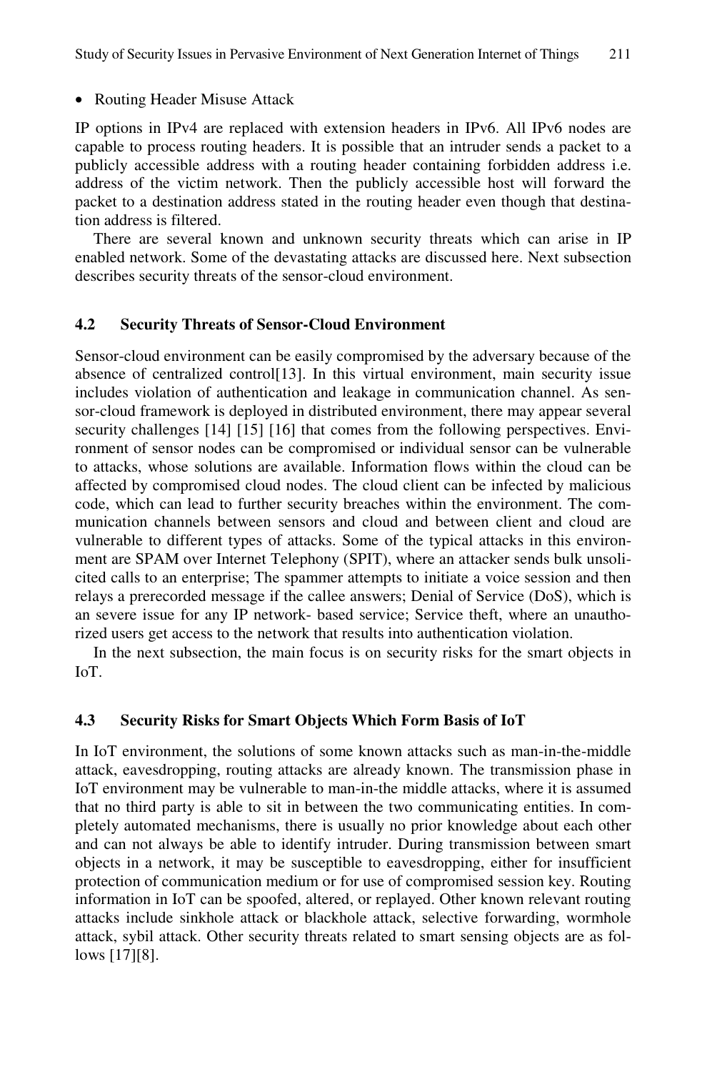- Routing Header Misuse Attack

IP options in IPv4 are replaced with extension headers in IPv6. All IPv6 nodes are capable to process routing headers. It is possible that an intruder sends a packet to a publicly accessible address with a routing header containing forbidden address i.e. address of the victim network. Then the publicly accessible host will forward the packet to a destination address stated in the routing header even though that destination address is filtered.

There are several known and unknown security threats which can arise in IP enabled network. Some of the devastating attacks are discussed here. Next subsection describes security threats of the sensor-cloud environment.

### 4.2 Security Threats of Sensor-Cloud Environment

Sensor-cloud environment can be easily compromised by the adversary because of the absence of centralized control[13]. In this virtual environment, main security issue includes violation of authentication and leakage in communication channel. As sensor-cloud framework is deployed in distributed environment, there may appear several security challenges [14] [15] [16] that comes from the following perspectives. Environment of sensor nodes can be compromised or individual sensor can be vulnerable to attacks, whose solutions are available. Information flows within the cloud can be affected by compromised cloud nodes. The cloud client can be infected by malicious code, which can lead to further security breaches within the environment. The communication channels between sensors and cloud and between client and cloud are vulnerable to different types of attacks. Some of the typical attacks in this environment are SPAM over Internet Telephony (SPIT), where an attacker sends bulk unsolicited calls to an enterprise; The spammer attempts to initiate a voice session and then relays a prerecorded message if the callee answers; Denial of Service (DoS), which is an severe issue for any IP network- based service; Service theft, where an unauthorized users get access to the network that results into authentication violation.

In the next subsection, the main focus is on security risks for the smart objects in IoT.

### 4.3 Security Risks for Smart Objects Which Form Basis of IoT

In IoT environment, the solutions of some known attacks such as man-in-the-middle attack, eavesdropping, routing attacks are already known. The transmission phase in IoT environment may be vulnerable to man-in-the middle attacks, where it is assumed that no third party is able to sit in between the two communicating entities. In completely automated mechanisms, there is usually no prior knowledge about each other and can not always be able to identify intruder. During transmission between smart objects in a network, it may be susceptible to eavesdropping, either for insufficient protection of communication medium or for use of compromised session key. Routing information in IoT can be spoofed, altered, or replayed. Other known relevant routing attacks include sinkhole attack or blackhole attack, selective forwarding, wormhole attack, sybil attack. Other security threats related to smart sensing objects are as follows [17][8].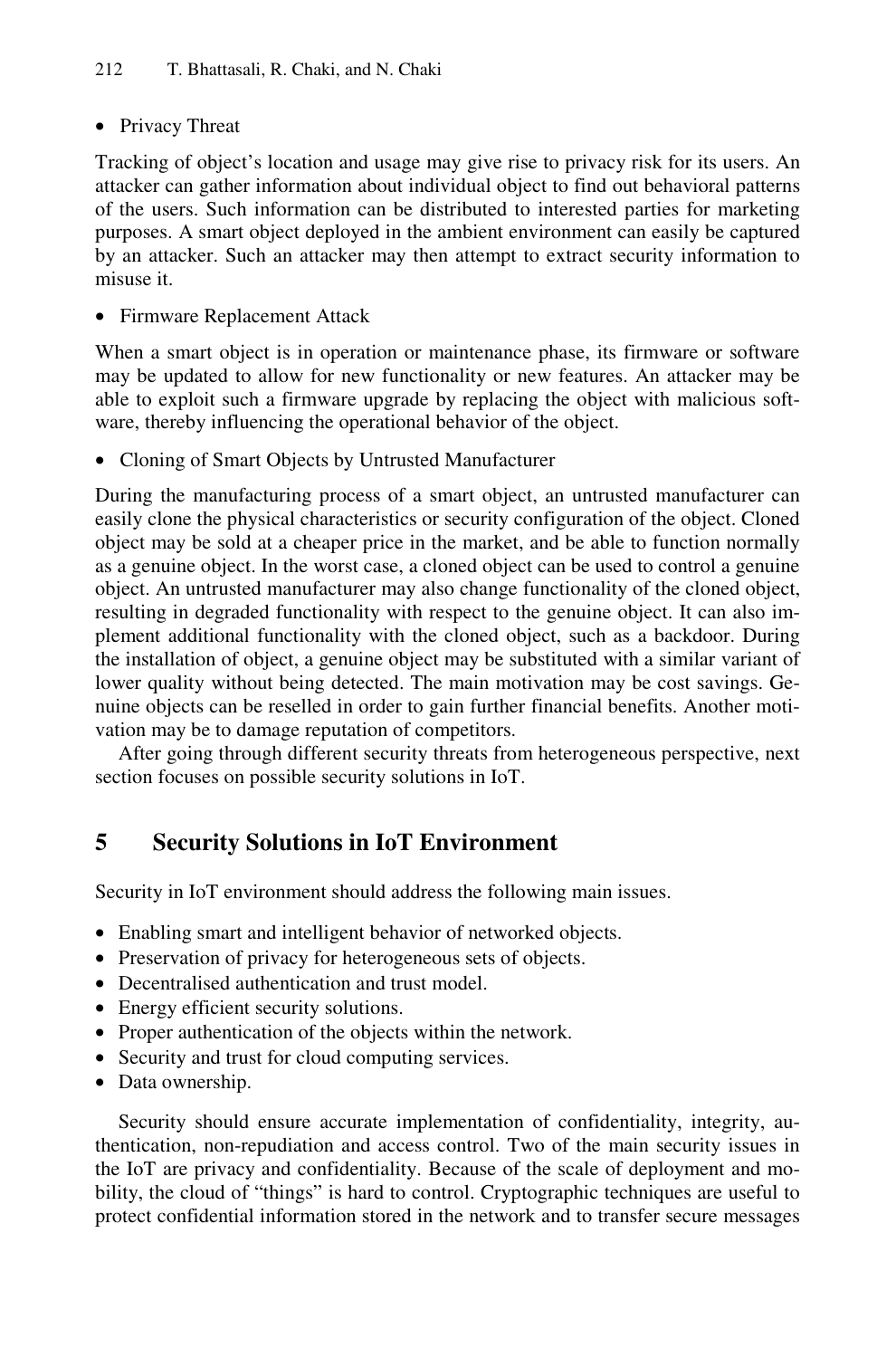- Privacy Threat

Tracking of object's location and usage may give rise to privacy risk for its users. An attacker can gather information about individual object to find out behavioral patterns of the users. Such information can be distributed to interested parties for marketing purposes. A smart object deployed in the ambient environment can easily be captured by an attacker. Such an attacker may then attempt to extract security information to misuse it.

- Firmware Replacement Attack

When a smart object is in operation or maintenance phase, its firmware or software may be updated to allow for new functionality or new features. An attacker may be able to exploit such a firmware upgrade by replacing the object with malicious software, thereby influencing the operational behavior of the object.

- Cloning of Smart Objects by Untrusted Manufacturer

During the manufacturing process of a smart object, an untrusted manufacturer can easily clone the physical characteristics or security configuration of the object. Cloned object may be sold at a cheaper price in the market, and be able to function normally as a genuine object. In the worst case, a cloned object can be used to control a genuine object. An untrusted manufacturer may also change functionality of the cloned object, resulting in degraded functionality with respect to the genuine object. It can also implement additional functionality with the cloned object, such as a backdoor. During the installation of object, a genuine object may be substituted with a similar variant of lower quality without being detected. The main motivation may be cost savings. Genuine objects can be reselled in order to gain further financial benefits. Another motivation may be to damage reputation of competitors.

After going through different security threats from heterogeneous perspective, next section focuses on possible security solutions in IoT.

## 5 Security Solutions in IoT Environment

Security in IoT environment should address the following main issues.

- Enabling smart and intelligent behavior of networked objects.
- Preservation of privacy for heterogeneous sets of objects.
- Decentralised authentication and trust model.
- Energy efficient security solutions.
- Proper authentication of the objects within the network.
- Security and trust for cloud computing services.
- Data ownership.

Security should ensure accurate implementation of confidentiality, integrity, authentication, non-repudiation and access control. Two of the main security issues in the IoT are privacy and confidentiality. Because of the scale of deployment and mobility, the cloud of "things" is hard to control. Cryptographic techniques are useful to protect confidential information stored in the network and to transfer secure messages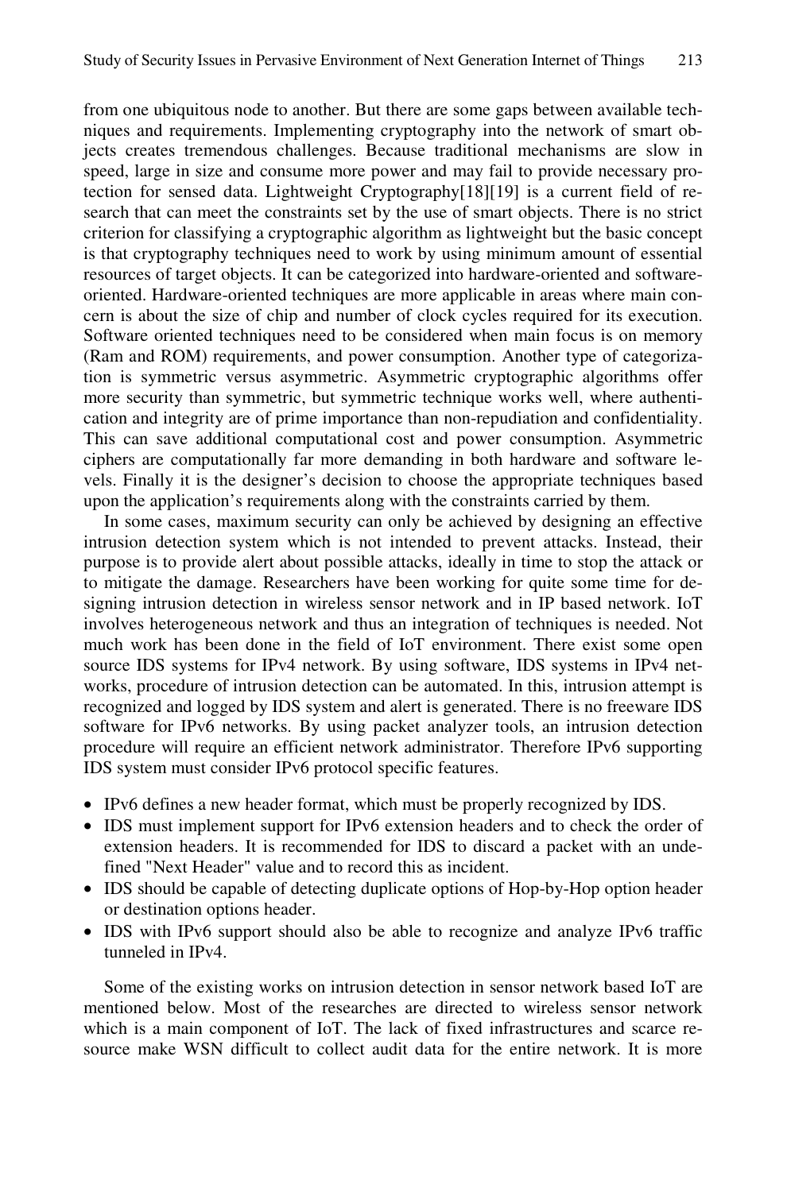from one ubiquitous node to another. But there are some gaps between available techniques and requirements. Implementing cryptography into the network of smart objects creates tremendous challenges. Because traditional mechanisms are slow in speed, large in size and consume more power and may fail to provide necessary protection for sensed data. Lightweight Cryptography[18][19] is a current field of research that can meet the constraints set by the use of smart objects. There is no strict criterion for classifying a cryptographic algorithm as lightweight but the basic concept is that cryptography techniques need to work by using minimum amount of essential resources of target objects. It can be categorized into hardware-oriented and software-oriented. Hardware-oriented techniques are more applicable in areas where main concern is about the size of chip and number of clock cycles required for its execution. Software oriented techniques need to be considered when main focus is on memory (Ram and ROM) requirements, and power consumption. Another type of categorization is symmetric versus asymmetric. Asymmetric cryptographic algorithms offer more security than symmetric, but symmetric technique works well, where authentication and integrity are of prime importance than non-repudiation and confidentiality. This can save additional computational cost and power consumption. Asymmetric ciphers are computationally far more demanding in both hardware and software levels. Finally it is the designer's decision to choose the appropriate techniques based upon the application's requirements along with the constraints carried by them.

In some cases, maximum security can only be achieved by designing an effective intrusion detection system which is not intended to prevent attacks. Instead, their purpose is to provide alert about possible attacks, ideally in time to stop the attack or to mitigate the damage. Researchers have been working for quite some time for designing intrusion detection in wireless sensor network and in IP based network. IoT involves heterogeneous network and thus an integration of techniques is needed. Not much work has been done in the field of IoT environment. There exist some open source IDS systems for IPv4 network. By using software, IDS systems in IPv4 networks, procedure of intrusion detection can be automated. In this, intrusion attempt is recognized and logged by IDS system and alert is generated. There is no freeware IDS software for IPv6 networks. By using packet analyzer tools, an intrusion detection procedure will require an efficient network administrator. Therefore IPv6 supporting IDS system must consider IPv6 protocol specific features.

- IPv6 defines a new header format, which must be properly recognized by IDS.
- IDS must implement support for IPv6 extension headers and to check the order of extension headers. It is recommended for IDS to discard a packet with an undefined "Next Header" value and to record this as incident.
- IDS should be capable of detecting duplicate options of Hop-by-Hop option header or destination options header.
- IDS with IPv6 support should also be able to recognize and analyze IPv6 traffic tunneled in IPv4.

Some of the existing works on intrusion detection in sensor network based IoT are mentioned below. Most of the researches are directed to wireless sensor network which is a main component of IoT. The lack of fixed infrastructures and scarce resource make WSN difficult to collect audit data for the entire network. It is more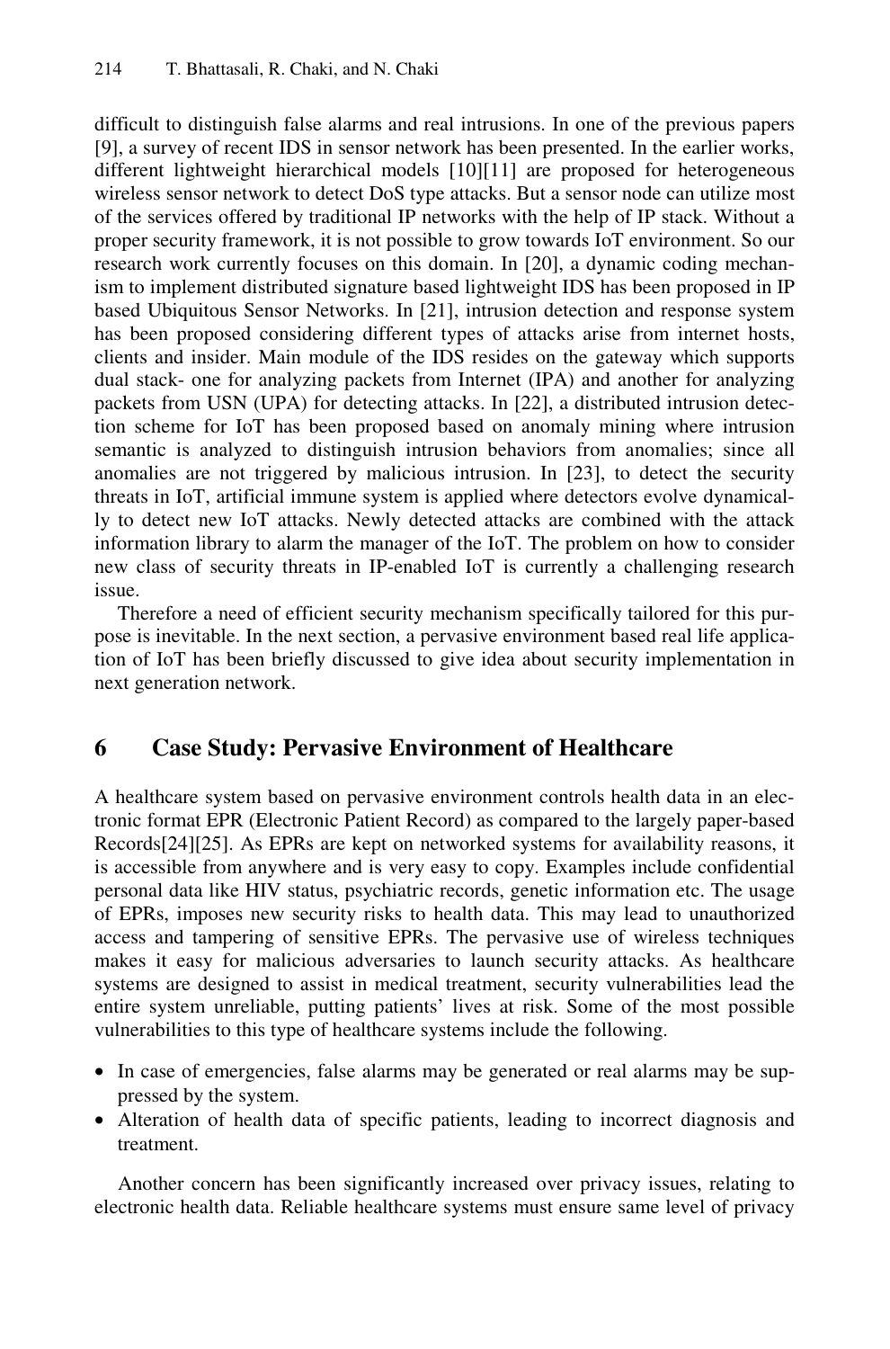difficult to distinguish false alarms and real intrusions. In one of the previous papers [9], a survey of recent IDS in sensor network has been presented. In the earlier works, different lightweight hierarchical models [10][11] are proposed for heterogeneous wireless sensor network to detect DoS type attacks. But a sensor node can utilize most of the services offered by traditional IP networks with the help of IP stack. Without a proper security framework, it is not possible to grow towards IoT environment. So our research work currently focuses on this domain. In [20], a dynamic coding mechanism to implement distributed signature based lightweight IDS has been proposed in IP based Ubiquitous Sensor Networks. In [21], intrusion detection and response system has been proposed considering different types of attacks arise from internet hosts, clients and insider. Main module of the IDS resides on the gateway which supports dual stack- one for analyzing packets from Internet (IPA) and another for analyzing packets from USN (UPA) for detecting attacks. In [22], a distributed intrusion detection scheme for IoT has been proposed based on anomaly mining where intrusion semantic is analyzed to distinguish intrusion behaviors from anomalies; since all anomalies are not triggered by malicious intrusion. In [23], to detect the security threats in IoT, artificial immune system is applied where detectors evolve dynamically to detect new IoT attacks. Newly detected attacks are combined with the attack information library to alarm the manager of the IoT. The problem on how to consider new class of security threats in IP-enabled IoT is currently a challenging research issue.

Therefore a need of efficient security mechanism specifically tailored for this purpose is inevitable. In the next section, a pervasive environment based real life application of IoT has been briefly discussed to give idea about security implementation in next generation network.

## 6 Case Study: Pervasive Environment of Healthcare

A healthcare system based on pervasive environment controls health data in an electronic format EPR (Electronic Patient Record) as compared to the largely paper-based Records[24][25]. As EPRs are kept on networked systems for availability reasons, it is accessible from anywhere and is very easy to copy. Examples include confidential personal data like HIV status, psychiatric records, genetic information etc. The usage of EPRs, imposes new security risks to health data. This may lead to unauthorized access and tampering of sensitive EPRs. The pervasive use of wireless techniques makes it easy for malicious adversaries to launch security attacks. As healthcare systems are designed to assist in medical treatment, security vulnerabilities lead the entire system unreliable, putting patients' lives at risk. Some of the most possible vulnerabilities to this type of healthcare systems include the following.

- In case of emergencies, false alarms may be generated or real alarms may be suppressed by the system.
- Alteration of health data of specific patients, leading to incorrect diagnosis and treatment.

Another concern has been significantly increased over privacy issues, relating to electronic health data. Reliable healthcare systems must ensure same level of privacy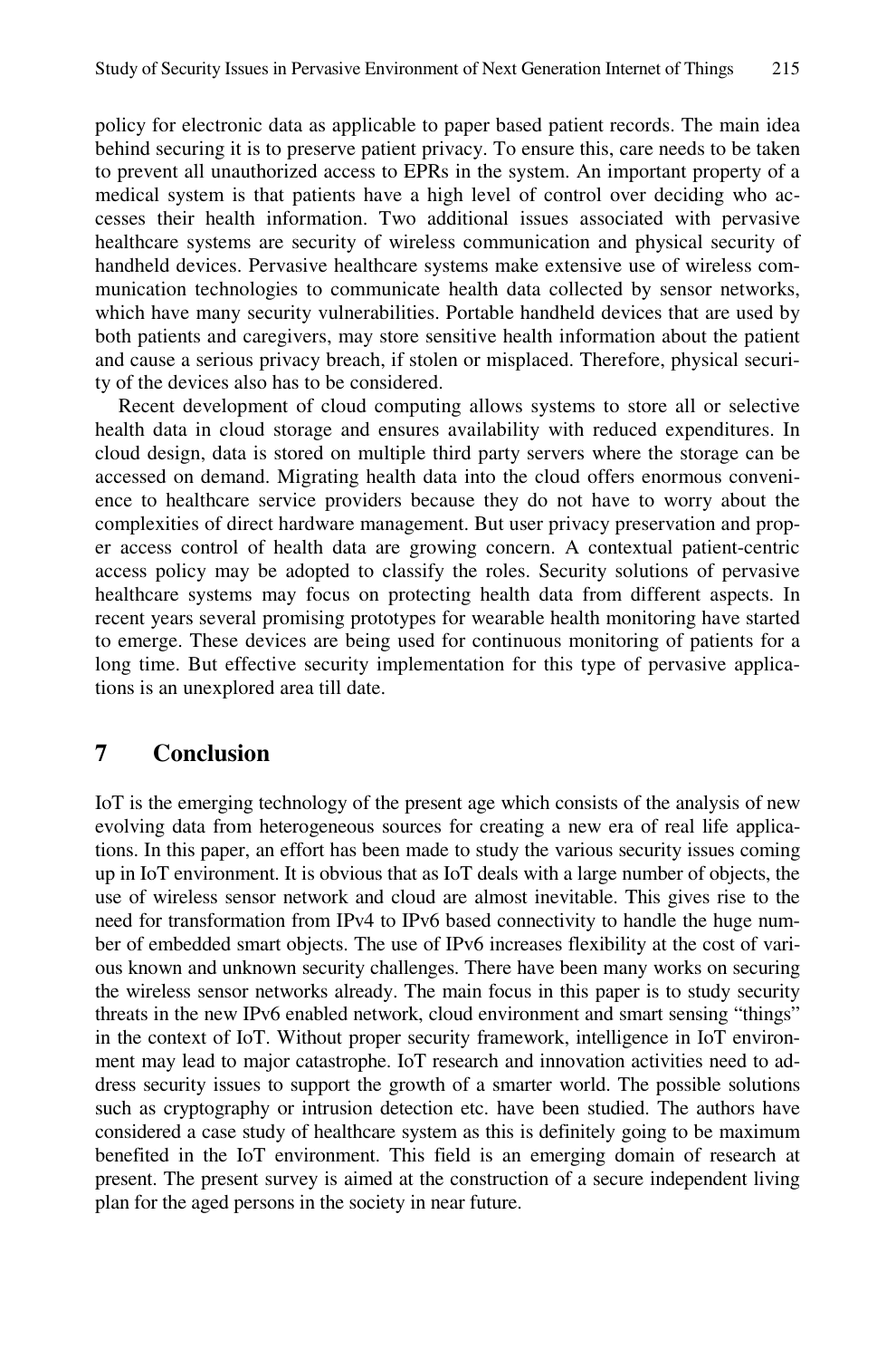policy for electronic data as applicable to paper based patient records. The main idea behind securing it is to preserve patient privacy. To ensure this, care needs to be taken to prevent all unauthorized access to EPRs in the system. An important property of a medical system is that patients have a high level of control over deciding who accesses their health information. Two additional issues associated with pervasive healthcare systems are security of wireless communication and physical security of handheld devices. Pervasive healthcare systems make extensive use of wireless communication technologies to communicate health data collected by sensor networks, which have many security vulnerabilities. Portable handheld devices that are used by both patients and caregivers, may store sensitive health information about the patient and cause a serious privacy breach, if stolen or misplaced. Therefore, physical security of the devices also has to be considered.

Recent development of cloud computing allows systems to store all or selective health data in cloud storage and ensures availability with reduced expenditures. In cloud design, data is stored on multiple third party servers where the storage can be accessed on demand. Migrating health data into the cloud offers enormous convenience to healthcare service providers because they do not have to worry about the complexities of direct hardware management. But user privacy preservation and proper access control of health data are growing concern. A contextual patient-centric access policy may be adopted to classify the roles. Security solutions of pervasive healthcare systems may focus on protecting health data from different aspects. In recent years several promising prototypes for wearable health monitoring have started to emerge. These devices are being used for continuous monitoring of patients for a long time. But effective security implementation for this type of pervasive applications is an unexplored area till date.

## 7 Conclusion

IoT is the emerging technology of the present age which consists of the analysis of new evolving data from heterogeneous sources for creating a new era of real life applications. In this paper, an effort has been made to study the various security issues coming up in IoT environment. It is obvious that as IoT deals with a large number of objects, the use of wireless sensor network and cloud are almost inevitable. This gives rise to the need for transformation from IPv4 to IPv6 based connectivity to handle the huge number of embedded smart objects. The use of IPv6 increases flexibility at the cost of various known and unknown security challenges. There have been many works on securing the wireless sensor networks already. The main focus in this paper is to study security threats in the new IPv6 enabled network, cloud environment and smart sensing "things" in the context of IoT. Without proper security framework, intelligence in IoT environment may lead to major catastrophe. IoT research and innovation activities need to address security issues to support the growth of a smarter world. The possible solutions such as cryptography or intrusion detection etc. have been studied. The authors have considered a case study of healthcare system as this is definitely going to be maximum benefited in the IoT environment. This field is an emerging domain of research at present. The present survey is aimed at the construction of a secure independent living plan for the aged persons in the society in near future.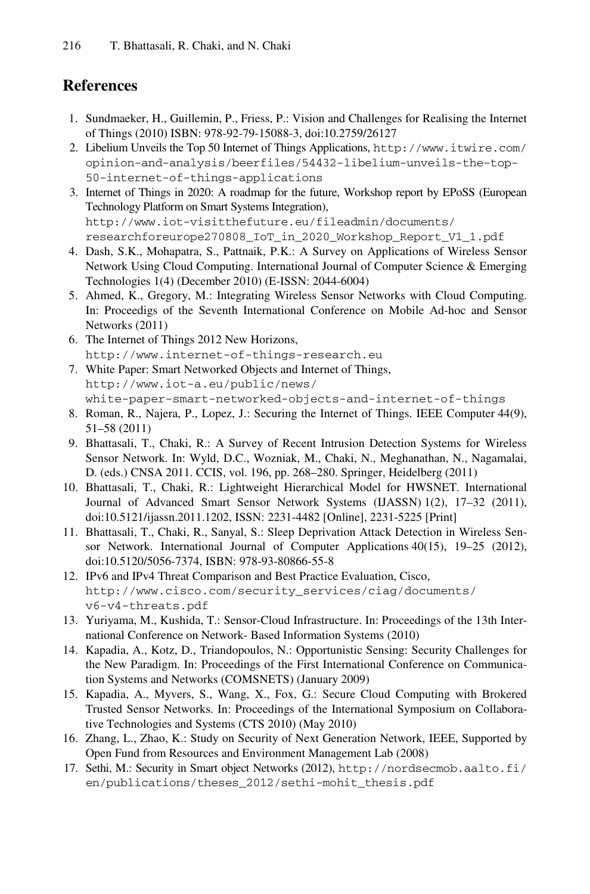## References

1. Sundmaeker, H., Guillemin, P., Friess, P.: Vision and Challenges for Realising the Internet of Things (2010) ISBN: 978-92-79-15088-3, doi:10.2759/26127
2. Libelium Unveils the Top 50 Internet of Things Applications, http://www.itwire.com/opinion-and-analysis/beerfiles/54432-libelium-unveils-the-top-50-internet-of-things-applications
3. Internet of Things in 2020: A roadmap for the future, Workshop report by EPoSS (European Technology Platform on Smart Systems Integration), http://www.iot-visitthefuture.eu/fileadmin/documents/researchforeurope270808_IoT_in_2020_Workshop_Report_V1_1.pdf
4. Dash, S.K., Mohapatra, S., Pattnaik, P.K.: A Survey on Applications of Wireless Sensor Network Using Cloud Computing. International Journal of Computer Science & Emerging Technologies 1(4) (December 2010) (E-ISSN: 2044-6004)
5. Ahmed, K., Gregory, M.: Integrating Wireless Sensor Networks with Cloud Computing. In: Proceedigs of the Seventh International Conference on Mobile Ad-hoc and Sensor Networks (2011)
6. The Internet of Things 2012 New Horizons, http://www.internet-of-things-research.eu
7. White Paper: Smart Networked Objects and Internet of Things, http://www.iot-a.eu/public/news/white-paper-smart-networked-objects-and-internet-of-things
8. Roman, R., Najera, P., Lopez, J.: Securing the Internet of Things. IEEE Computer 44(9), 51–58 (2011)
9. Bhattasali, T., Chaki, R.: A Survey of Recent Intrusion Detection Systems for Wireless Sensor Network. In: Wyld, D.C., Wozniak, M., Chaki, N., Meghanathan, N., Nagamalai, D. (eds.) CNSA 2011. CCIS, vol. 196, pp. 268–280. Springer, Heidelberg (2011)
10. Bhattasali, T., Chaki, R.: Lightweight Hierarchical Model for HWSNET. International Journal of Advanced Smart Sensor Network Systems (IJASSN) 1(2), 17–32 (2011), doi:10.5121/ijassn.2011.1202, ISSN: 2231-4482 [Online], 2231-5225 [Print]
11. Bhattasali, T., Chaki, R., Sanyal, S.: Sleep Deprivation Attack Detection in Wireless Sensor Network. International Journal of Computer Applications 40(15), 19–25 (2012), doi:10.5120/5056-7374, ISBN: 978-93-80866-55-8
12. IPv6 and IPv4 Threat Comparison and Best Practice Evaluation, Cisco, http://www.cisco.com/security_services/ciag/documents/v6-v4-threats.pdf
13. Yuriyama, M., Kushida, T.: Sensor-Cloud Infrastructure. In: Proceedings of the 13th International Conference on Network- Based Information Systems (2010)
14. Kapadia, A., Kotz, D., Triandopoulos, N.: Opportunistic Sensing: Security Challenges for the New Paradigm. In: Proceedings of the First International Conference on Communication Systems and Networks (COMSNETS) (January 2009)
15. Kapadia, A., Myvers, S., Wang, X., Fox, G.: Secure Cloud Computing with Brokered Trusted Sensor Networks. In: Proceedings of the International Symposium on Collaborative Technologies and Systems (CTS 2010) (May 2010)
16. Zhang, L., Zhao, K.: Study on Security of Next Generation Network, IEEE, Supported by Open Fund from Resources and Environment Management Lab (2008)
17. Sethi, M.: Security in Smart object Networks (2012), http://nordsecmob.aalto.fi/en/publications/theses_2012/sethi-mohit_thesis.pdf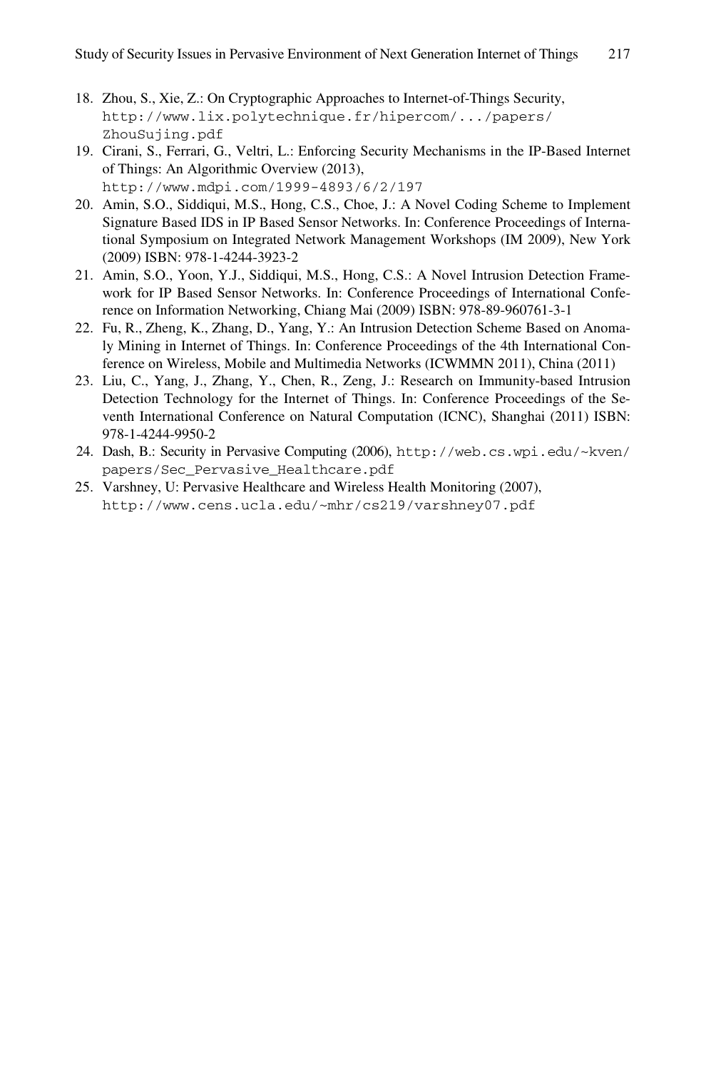18. Zhou, S., Xie, Z.: On Cryptographic Approaches to Internet-of-Things Security, http://www.lix.polytechnique.fr/hipercom/.../papers/ZhouSujing.pdf
19. Cirani, S., Ferrari, G., Veltri, L.: Enforcing Security Mechanisms in the IP-Based Internet of Things: An Algorithmic Overview (2013), http://www.mdpi.com/1999-4893/6/2/197
20. Amin, S.O., Siddiqui, M.S., Hong, C.S., Choe, J.: A Novel Coding Scheme to Implement Signature Based IDS in IP Based Sensor Networks. In: Conference Proceedings of International Symposium on Integrated Network Management Workshops (IM 2009), New York (2009) ISBN: 978-1-4244-3923-2
21. Amin, S.O., Yoon, Y.J., Siddiqui, M.S., Hong, C.S.: A Novel Intrusion Detection Framework for IP Based Sensor Networks. In: Conference Proceedings of International Conference on Information Networking, Chiang Mai (2009) ISBN: 978-89-960761-3-1
22. Fu, R., Zheng, K., Zhang, D., Yang, Y.: An Intrusion Detection Scheme Based on Anomaly Mining in Internet of Things. In: Conference Proceedings of the 4th International Conference on Wireless, Mobile and Multimedia Networks (ICWMMN 2011), China (2011)
23. Liu, C., Yang, J., Zhang, Y., Chen, R., Zeng, J.: Research on Immunity-based Intrusion Detection Technology for the Internet of Things. In: Conference Proceedings of the Seventh International Conference on Natural Computation (ICNC), Shanghai (2011) ISBN: 978-1-4244-9950-2
24. Dash, B.: Security in Pervasive Computing (2006), http://web.cs.wpi.edu/~kven/papers/Sec_Pervasive_Healthcare.pdf
25. Varshney, U: Pervasive Healthcare and Wireless Health Monitoring (2007), http://www.cens.ucla.edu/~mhr/cs219/varshney07.pdf